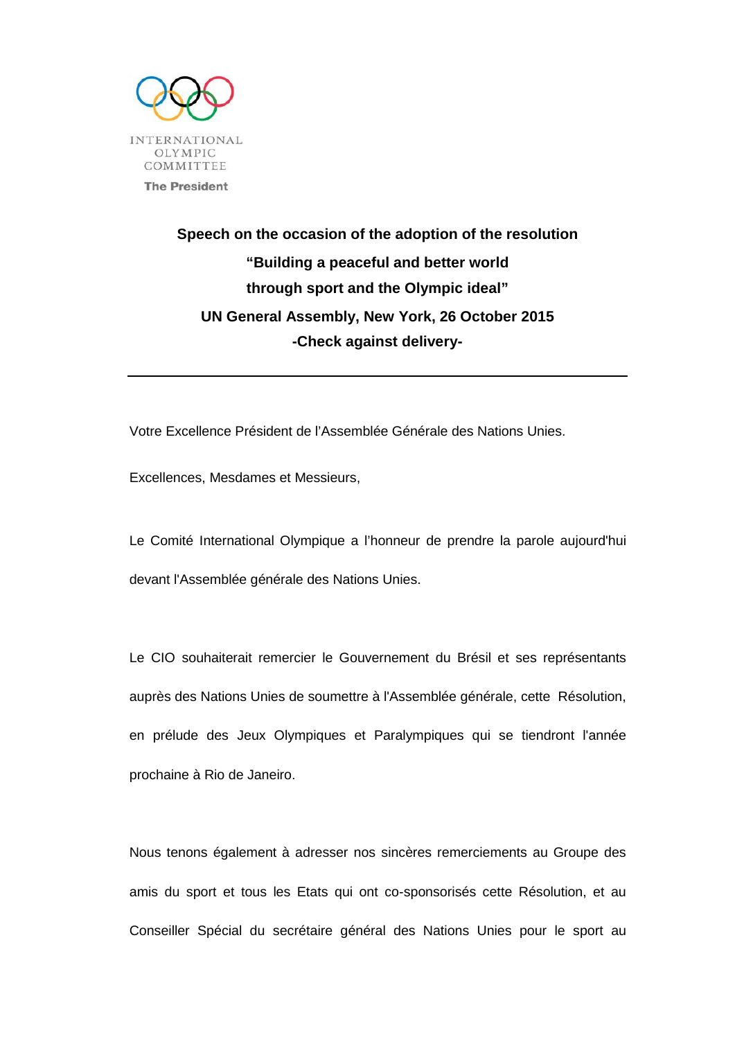INTERNATIONAL OLYMPIC COMMITTEE

**The President**

**Speech on the occasion of the adoption of the resolution**
**“Building a peaceful and better world**
**through sport and the Olympic ideal”**
**UN General Assembly, New York, 26 October 2015**
**-Check against delivery-**

---

Votre Excellence Président de l’Assemblée Générale des Nations Unies.

Excellences, Mesdames et Messieurs,

Le Comité International Olympique a l’honneur de prendre la parole aujourd'hui devant l'Assemblée générale des Nations Unies.

Le CIO souhaiterait remercier le Gouvernement du Brésil et ses représentants auprès des Nations Unies de soumettre à l'Assemblée générale, cette Résolution, en prélude des Jeux Olympiques et Paralympiques qui se tiendront l'année prochaine à Rio de Janeiro.

Nous tenons également à adresser nos sincères remerciements au Groupe des amis du sport et tous les Etats qui ont co-sponsorisés cette Résolution, et au Conseiller Spécial du secrétaire général des Nations Unies pour le sport au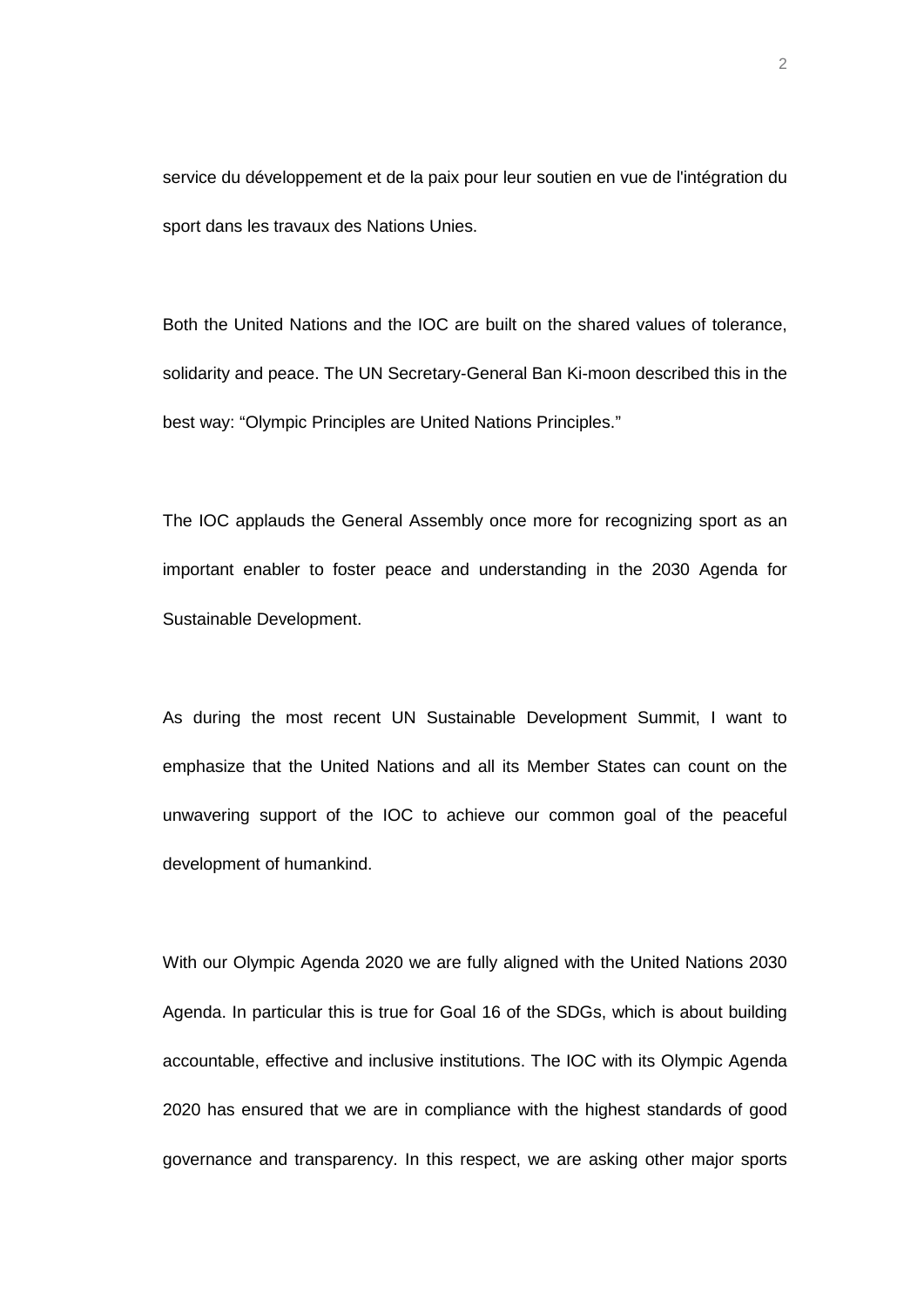service du développement et de la paix pour leur soutien en vue de l'intégration du sport dans les travaux des Nations Unies.

Both the United Nations and the IOC are built on the shared values of tolerance, solidarity and peace. The UN Secretary-General Ban Ki-moon described this in the best way: “Olympic Principles are United Nations Principles.”

The IOC applauds the General Assembly once more for recognizing sport as an important enabler to foster peace and understanding in the 2030 Agenda for Sustainable Development.

As during the most recent UN Sustainable Development Summit, I want to emphasize that the United Nations and all its Member States can count on the unwavering support of the IOC to achieve our common goal of the peaceful development of humankind.

With our Olympic Agenda 2020 we are fully aligned with the United Nations 2030 Agenda. In particular this is true for Goal 16 of the SDGs, which is about building accountable, effective and inclusive institutions. The IOC with its Olympic Agenda 2020 has ensured that we are in compliance with the highest standards of good governance and transparency. In this respect, we are asking other major sports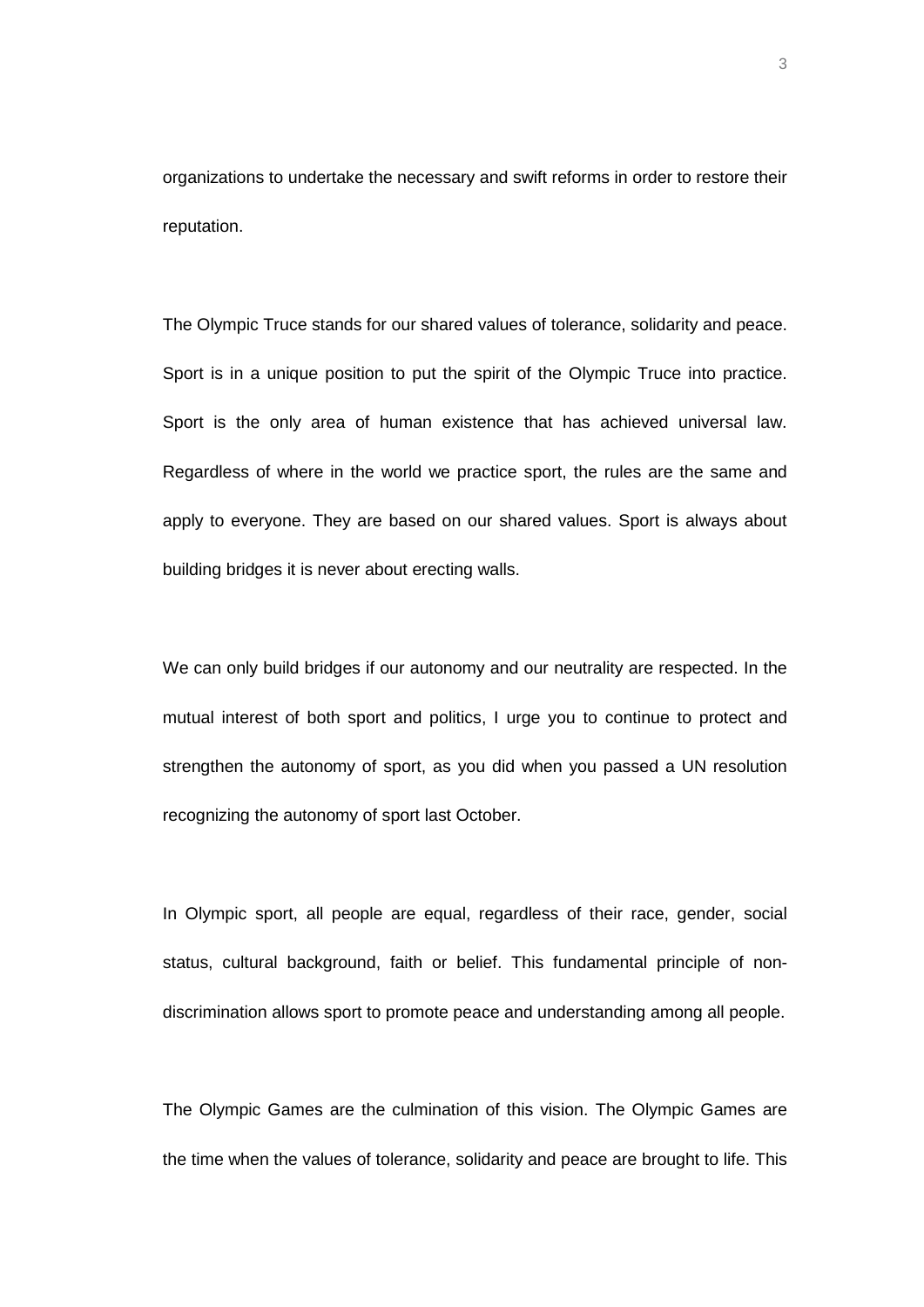organizations to undertake the necessary and swift reforms in order to restore their reputation.

The Olympic Truce stands for our shared values of tolerance, solidarity and peace. Sport is in a unique position to put the spirit of the Olympic Truce into practice. Sport is the only area of human existence that has achieved universal law. Regardless of where in the world we practice sport, the rules are the same and apply to everyone. They are based on our shared values. Sport is always about building bridges it is never about erecting walls.

We can only build bridges if our autonomy and our neutrality are respected. In the mutual interest of both sport and politics, I urge you to continue to protect and strengthen the autonomy of sport, as you did when you passed a UN resolution recognizing the autonomy of sport last October.

In Olympic sport, all people are equal, regardless of their race, gender, social status, cultural background, faith or belief. This fundamental principle of non-discrimination allows sport to promote peace and understanding among all people.

The Olympic Games are the culmination of this vision. The Olympic Games are the time when the values of tolerance, solidarity and peace are brought to life. This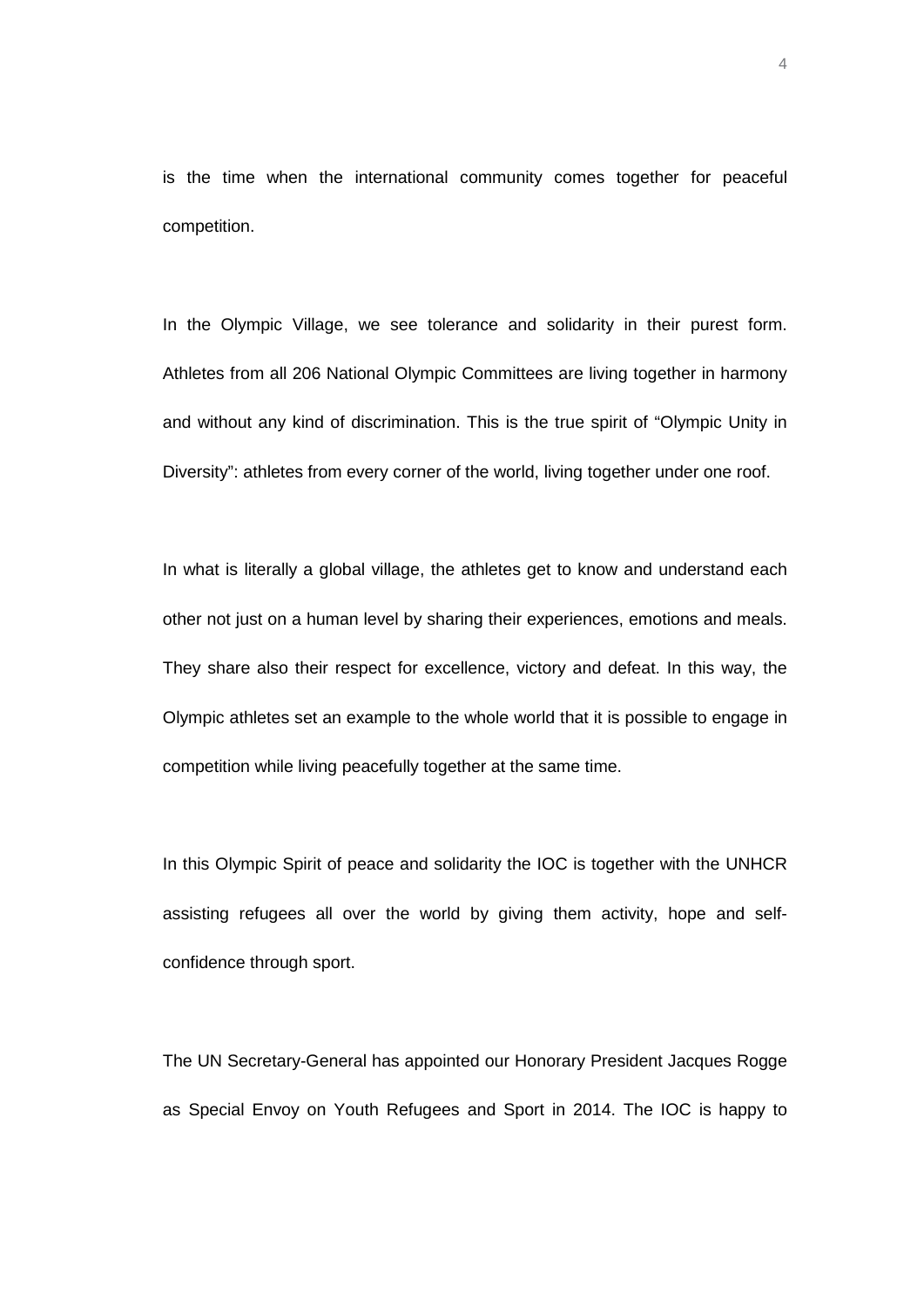is the time when the international community comes together for peaceful competition.

In the Olympic Village, we see tolerance and solidarity in their purest form. Athletes from all 206 National Olympic Committees are living together in harmony and without any kind of discrimination. This is the true spirit of "Olympic Unity in Diversity": athletes from every corner of the world, living together under one roof.

In what is literally a global village, the athletes get to know and understand each other not just on a human level by sharing their experiences, emotions and meals. They share also their respect for excellence, victory and defeat. In this way, the Olympic athletes set an example to the whole world that it is possible to engage in competition while living peacefully together at the same time.

In this Olympic Spirit of peace and solidarity the IOC is together with the UNHCR assisting refugees all over the world by giving them activity, hope and self-confidence through sport.

The UN Secretary-General has appointed our Honorary President Jacques Rogge as Special Envoy on Youth Refugees and Sport in 2014. The IOC is happy to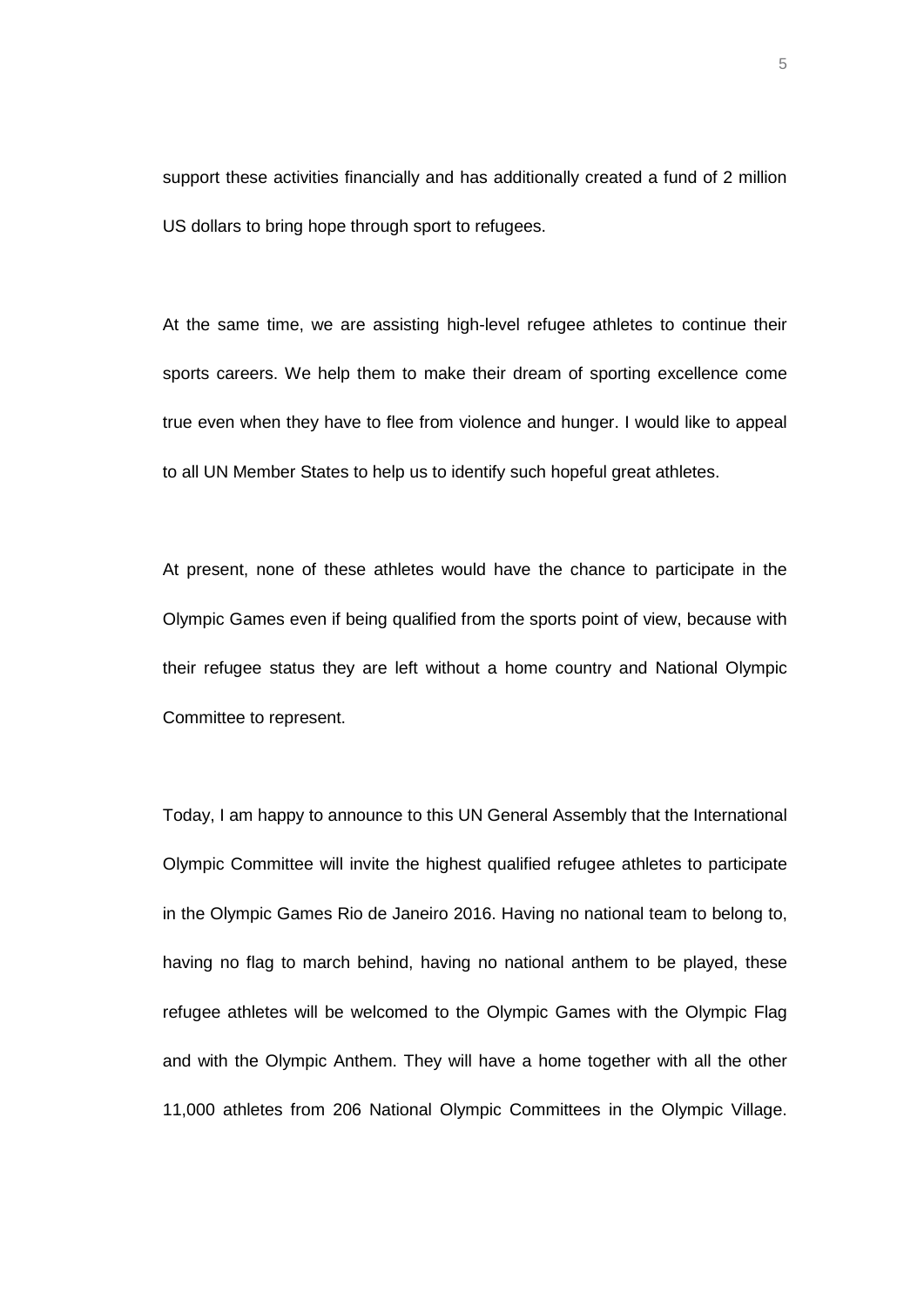support these activities financially and has additionally created a fund of 2 million US dollars to bring hope through sport to refugees.

At the same time, we are assisting high-level refugee athletes to continue their sports careers. We help them to make their dream of sporting excellence come true even when they have to flee from violence and hunger. I would like to appeal to all UN Member States to help us to identify such hopeful great athletes.

At present, none of these athletes would have the chance to participate in the Olympic Games even if being qualified from the sports point of view, because with their refugee status they are left without a home country and National Olympic Committee to represent.

Today, I am happy to announce to this UN General Assembly that the International Olympic Committee will invite the highest qualified refugee athletes to participate in the Olympic Games Rio de Janeiro 2016. Having no national team to belong to, having no flag to march behind, having no national anthem to be played, these refugee athletes will be welcomed to the Olympic Games with the Olympic Flag and with the Olympic Anthem. They will have a home together with all the other 11,000 athletes from 206 National Olympic Committees in the Olympic Village.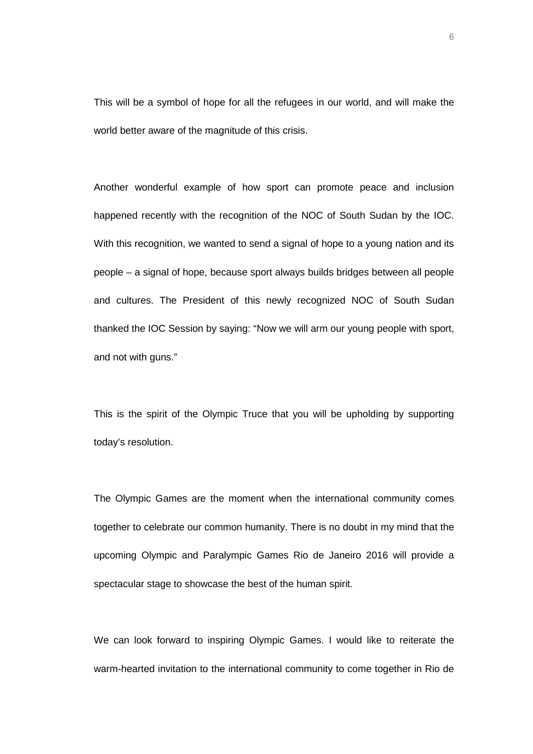This will be a symbol of hope for all the refugees in our world, and will make the world better aware of the magnitude of this crisis.

Another wonderful example of how sport can promote peace and inclusion happened recently with the recognition of the NOC of South Sudan by the IOC. With this recognition, we wanted to send a signal of hope to a young nation and its people – a signal of hope, because sport always builds bridges between all people and cultures. The President of this newly recognized NOC of South Sudan thanked the IOC Session by saying: "Now we will arm our young people with sport, and not with guns."

This is the spirit of the Olympic Truce that you will be upholding by supporting today's resolution.

The Olympic Games are the moment when the international community comes together to celebrate our common humanity. There is no doubt in my mind that the upcoming Olympic and Paralympic Games Rio de Janeiro 2016 will provide a spectacular stage to showcase the best of the human spirit.

We can look forward to inspiring Olympic Games. I would like to reiterate the warm-hearted invitation to the international community to come together in Rio de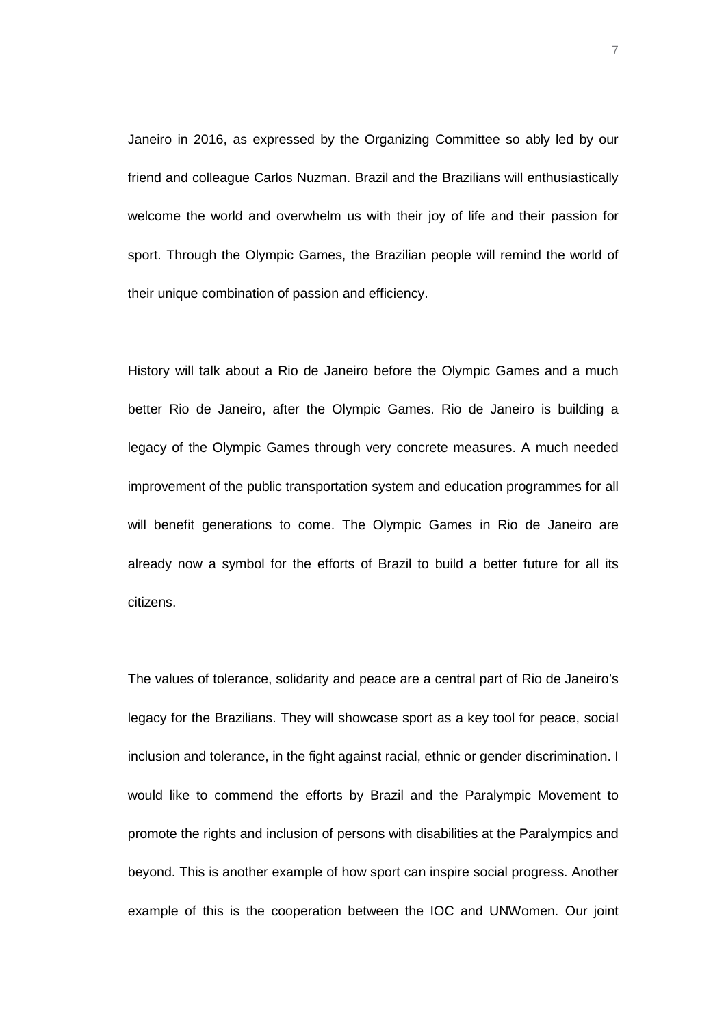Janeiro in 2016, as expressed by the Organizing Committee so ably led by our friend and colleague Carlos Nuzman. Brazil and the Brazilians will enthusiastically welcome the world and overwhelm us with their joy of life and their passion for sport. Through the Olympic Games, the Brazilian people will remind the world of their unique combination of passion and efficiency.

History will talk about a Rio de Janeiro before the Olympic Games and a much better Rio de Janeiro, after the Olympic Games. Rio de Janeiro is building a legacy of the Olympic Games through very concrete measures. A much needed improvement of the public transportation system and education programmes for all will benefit generations to come. The Olympic Games in Rio de Janeiro are already now a symbol for the efforts of Brazil to build a better future for all its citizens.

The values of tolerance, solidarity and peace are a central part of Rio de Janeiro's legacy for the Brazilians. They will showcase sport as a key tool for peace, social inclusion and tolerance, in the fight against racial, ethnic or gender discrimination. I would like to commend the efforts by Brazil and the Paralympic Movement to promote the rights and inclusion of persons with disabilities at the Paralympics and beyond. This is another example of how sport can inspire social progress. Another example of this is the cooperation between the IOC and UNWomen. Our joint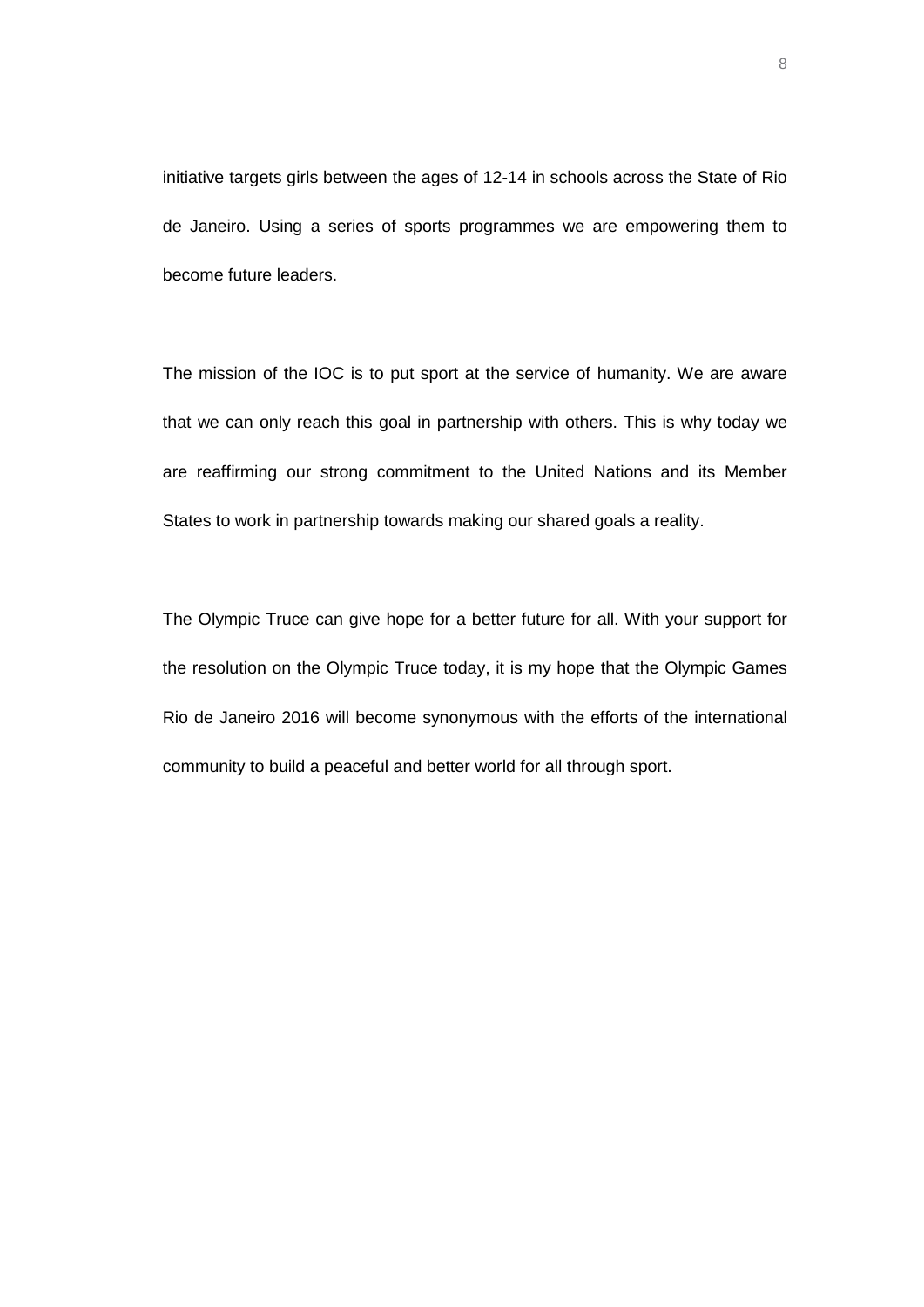initiative targets girls between the ages of 12-14 in schools across the State of Rio de Janeiro. Using a series of sports programmes we are empowering them to become future leaders.

The mission of the IOC is to put sport at the service of humanity. We are aware that we can only reach this goal in partnership with others. This is why today we are reaffirming our strong commitment to the United Nations and its Member States to work in partnership towards making our shared goals a reality.

The Olympic Truce can give hope for a better future for all. With your support for the resolution on the Olympic Truce today, it is my hope that the Olympic Games Rio de Janeiro 2016 will become synonymous with the efforts of the international community to build a peaceful and better world for all through sport.